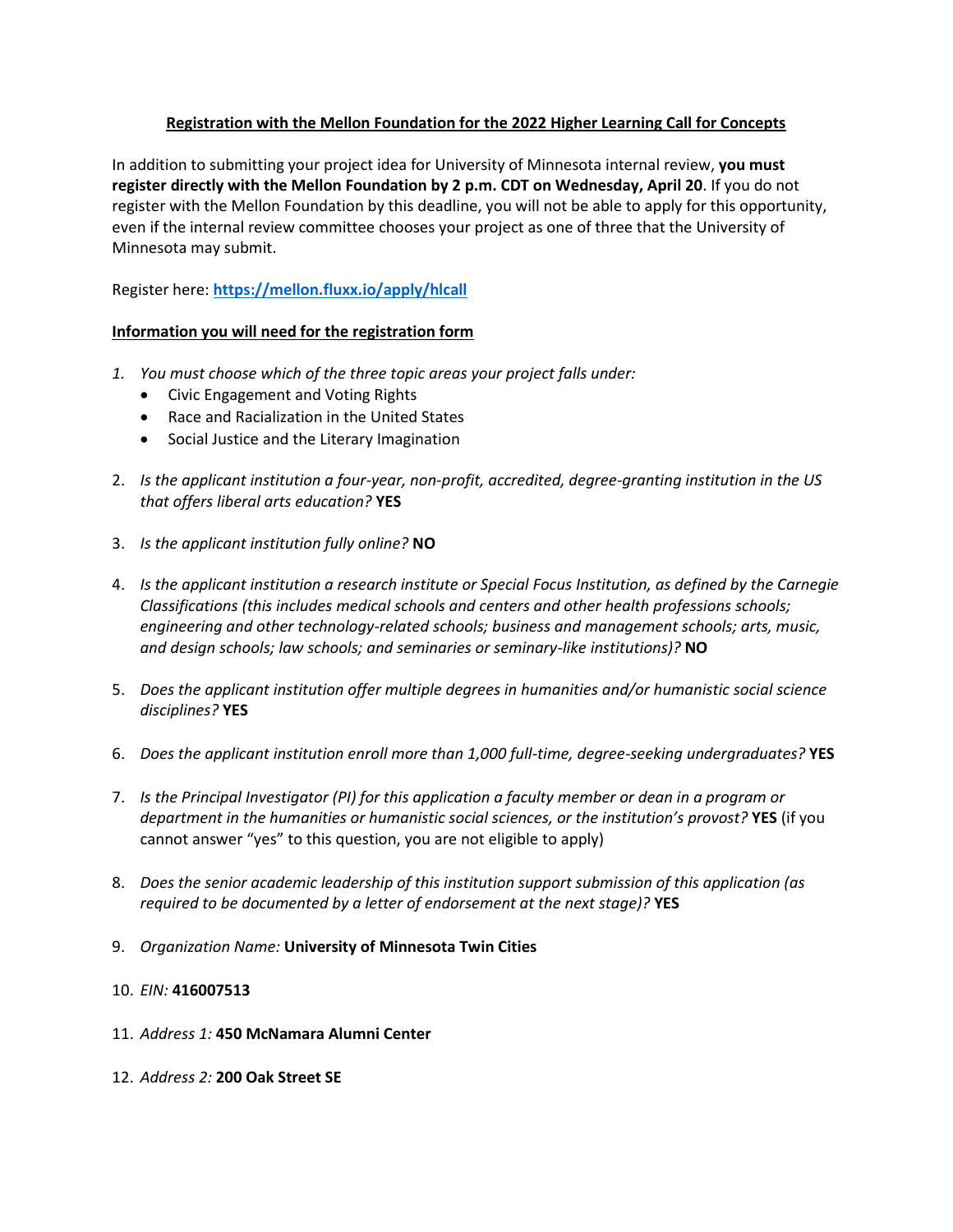**Registration with the Mellon Foundation for the 2022 Higher Learning Call for Concepts**

In addition to submitting your project idea for University of Minnesota internal review, **you must register directly with the Mellon Foundation by 2 p.m. CDT on Wednesday, April 20**. If you do not register with the Mellon Foundation by this deadline, you will not be able to apply for this opportunity, even if the internal review committee chooses your project as one of three that the University of Minnesota may submit.

Register here: **https://mellon.fluxx.io/apply/hlcall**

**Information you will need for the registration form**

1. *You must choose which of the three topic areas your project falls under:*
   - Civic Engagement and Voting Rights
   - Race and Racialization in the United States
   - Social Justice and the Literary Imagination
2. *Is the applicant institution a four-year, non-profit, accredited, degree-granting institution in the US that offers liberal arts education?* **YES**
3. *Is the applicant institution fully online?* **NO**
4. *Is the applicant institution a research institute or Special Focus Institution, as defined by the Carnegie Classifications (this includes medical schools and centers and other health professions schools; engineering and other technology-related schools; business and management schools; arts, music, and design schools; law schools; and seminaries or seminary-like institutions)?* **NO**
5. *Does the applicant institution offer multiple degrees in humanities and/or humanistic social science disciplines?* **YES**
6. *Does the applicant institution enroll more than 1,000 full-time, degree-seeking undergraduates?* **YES**
7. *Is the Principal Investigator (PI) for this application a faculty member or dean in a program or department in the humanities or humanistic social sciences, or the institution's provost?* **YES** (if you cannot answer "yes" to this question, you are not eligible to apply)
8. *Does the senior academic leadership of this institution support submission of this application (as required to be documented by a letter of endorsement at the next stage)?* **YES**
9. *Organization Name:* **University of Minnesota Twin Cities**
10. *EIN:* **416007513**
11. *Address 1:* **450 McNamara Alumni Center**
12. *Address 2:* **200 Oak Street SE**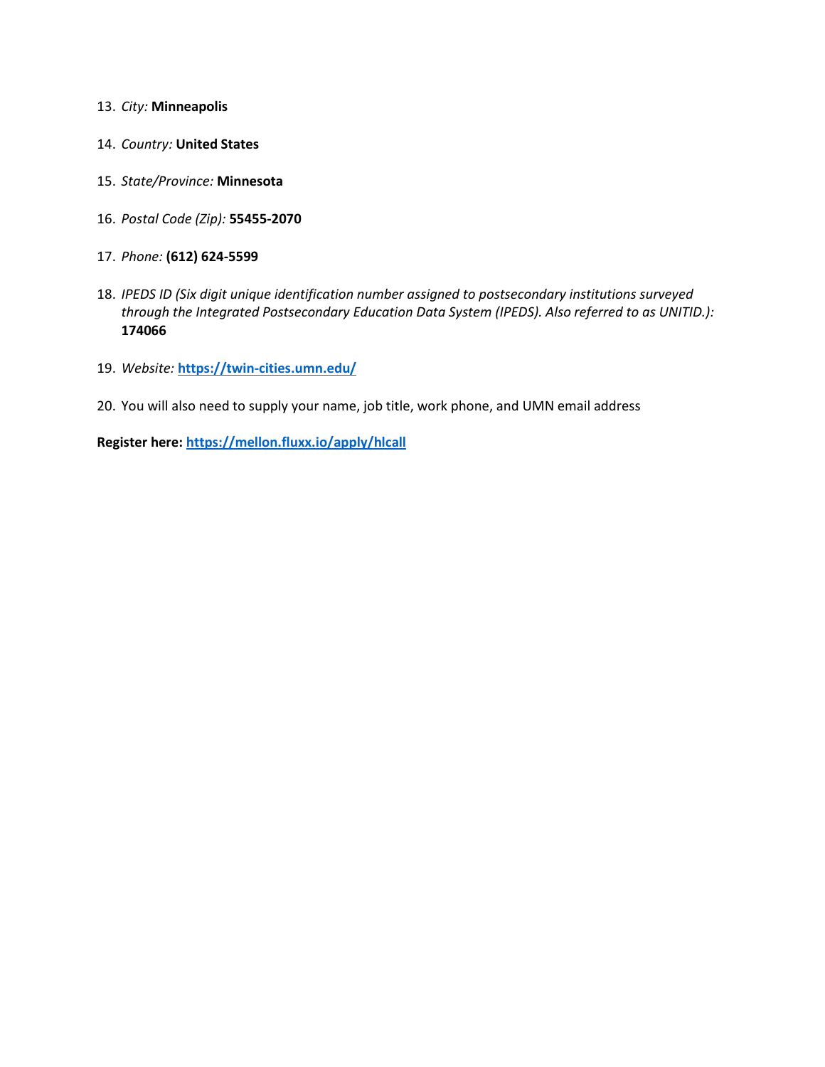13. *City:* **Minneapolis**

14. *Country:* **United States**

15. *State/Province:* **Minnesota**

16. *Postal Code (Zip):* **55455-2070**

17. *Phone:* **(612) 624-5599**

18. *IPEDS ID (Six digit unique identification number assigned to postsecondary institutions surveyed through the Integrated Postsecondary Education Data System (IPEDS). Also referred to as UNITID.):* **174066**

19. *Website:* **https://twin-cities.umn.edu/**

20. You will also need to supply your name, job title, work phone, and UMN email address

**Register here: https://mellon.fluxx.io/apply/hlcall**